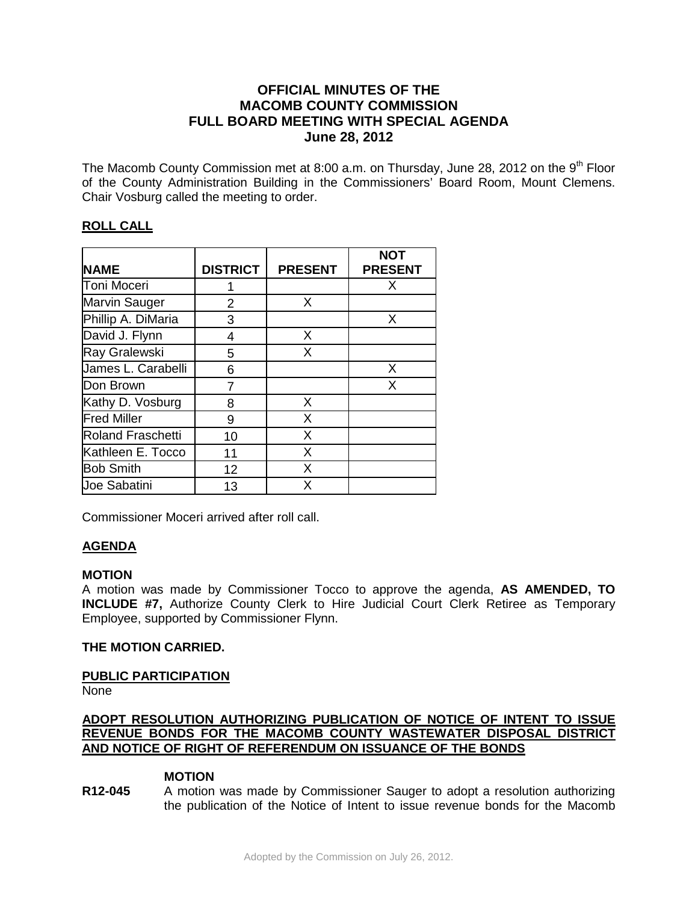# OFFICIAL MINUTES OF THE MACOMB COUNTY COMMISSION FULL BOARD MEETING WITH SPECIAL AGENDA June 28, 2012

The Macomb County Commission met at 8:00 a.m. on Thursday, June 28, 2012 on the 9th Floor of the County Administration Building in the Commissioners' Board Room, Mount Clemens. Chair Vosburg called the meeting to order.

## ROLL CALL

| NAME | DISTRICT | PRESENT | NOT PRESENT |
|---|---|---|---|
| Toni Moceri | 1 | | X |
| Marvin Sauger | 2 | X | |
| Phillip A. DiMaria | 3 | | X |
| David J. Flynn | 4 | X | |
| Ray Gralewski | 5 | X | |
| James L. Carabelli | 6 | | X |
| Don Brown | 7 | | X |
| Kathy D. Vosburg | 8 | X | |
| Fred Miller | 9 | X | |
| Roland Fraschetti | 10 | X | |
| Kathleen E. Tocco | 11 | X | |
| Bob Smith | 12 | X | |
| Joe Sabatini | 13 | X | |

Commissioner Moceri arrived after roll call.

## AGENDA

**MOTION**

A motion was made by Commissioner Tocco to approve the agenda, **AS AMENDED, TO INCLUDE #7,** Authorize County Clerk to Hire Judicial Court Clerk Retiree as Temporary Employee, supported by Commissioner Flynn.

**THE MOTION CARRIED.**

## PUBLIC PARTICIPATION

None

## ADOPT RESOLUTION AUTHORIZING PUBLICATION OF NOTICE OF INTENT TO ISSUE REVENUE BONDS FOR THE MACOMB COUNTY WASTEWATER DISPOSAL DISTRICT AND NOTICE OF RIGHT OF REFERENDUM ON ISSUANCE OF THE BONDS

**MOTION**

**R12-045** A motion was made by Commissioner Sauger to adopt a resolution authorizing the publication of the Notice of Intent to issue revenue bonds for the Macomb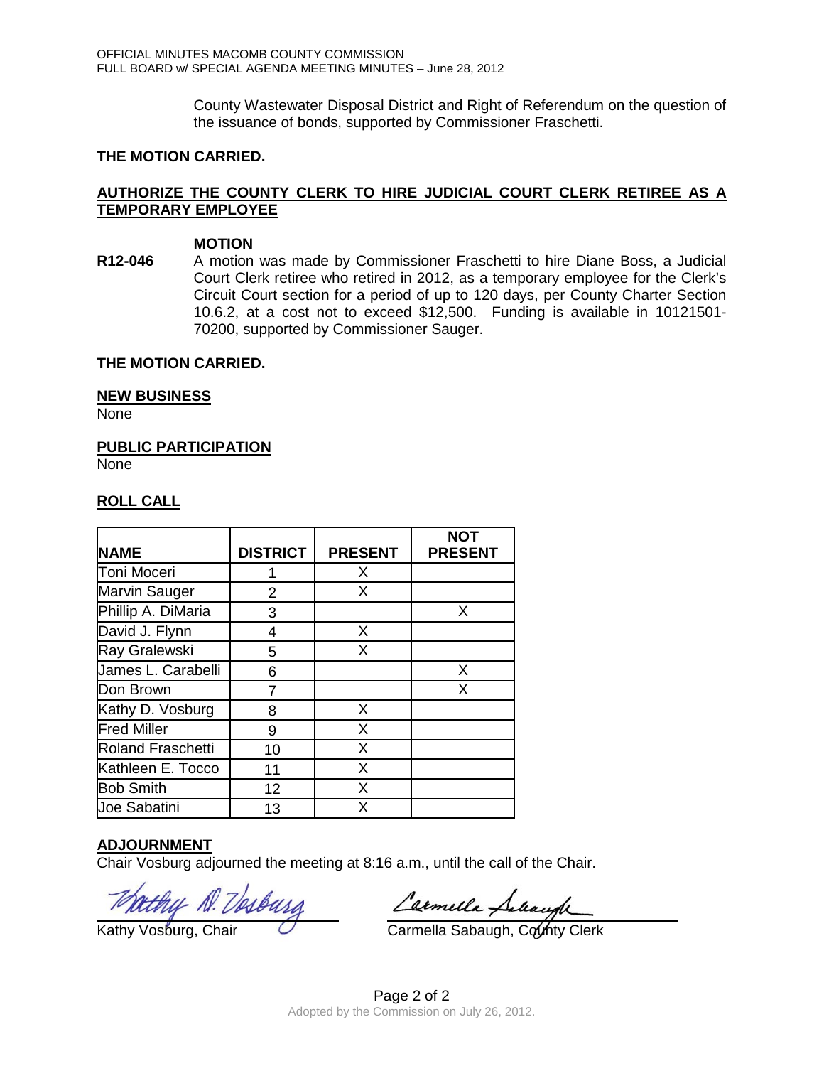County Wastewater Disposal District and Right of Referendum on the question of the issuance of bonds, supported by Commissioner Fraschetti.

**THE MOTION CARRIED.**

## AUTHORIZE THE COUNTY CLERK TO HIRE JUDICIAL COURT CLERK RETIREE AS A TEMPORARY EMPLOYEE

**MOTION**

**R12-046** A motion was made by Commissioner Fraschetti to hire Diane Boss, a Judicial Court Clerk retiree who retired in 2012, as a temporary employee for the Clerk's Circuit Court section for a period of up to 120 days, per County Charter Section 10.6.2, at a cost not to exceed $12,500. Funding is available in 10121501-70200, supported by Commissioner Sauger.

**THE MOTION CARRIED.**

## NEW BUSINESS

None

## PUBLIC PARTICIPATION

None

## ROLL CALL

| NAME | DISTRICT | PRESENT | NOT PRESENT |
|---|---|---|---|
| Toni Moceri | 1 | X | |
| Marvin Sauger | 2 | X | |
| Phillip A. DiMaria | 3 | | X |
| David J. Flynn | 4 | X | |
| Ray Gralewski | 5 | X | |
| James L. Carabelli | 6 | | X |
| Don Brown | 7 | | X |
| Kathy D. Vosburg | 8 | X | |
| Fred Miller | 9 | X | |
| Roland Fraschetti | 10 | X | |
| Kathleen E. Tocco | 11 | X | |
| Bob Smith | 12 | X | |
| Joe Sabatini | 13 | X | |

## ADJOURNMENT

Chair Vosburg adjourned the meeting at 8:16 a.m., until the call of the Chair.

Kathy Vosburg, Chair

Carmella Sabaugh, County Clerk

Adopted by the Commission on July 26, 2012.